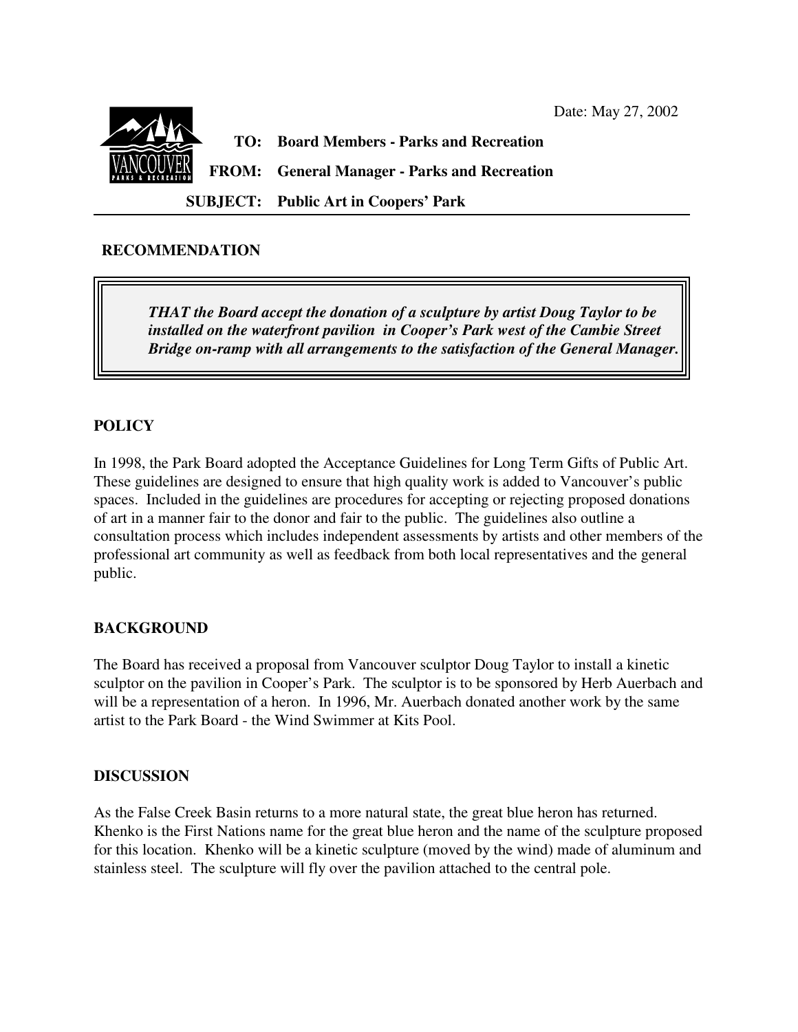Date: May 27, 2002

**TO:** Board Members - Parks and Recreation

**FROM:** General Manager - Parks and Recreation

**SUBJECT:** Public Art in Coopers' Park

## RECOMMENDATION

> ***THAT the Board accept the donation of a sculpture by artist Doug Taylor to be installed on the waterfront pavilion in Cooper's Park west of the Cambie Street Bridge on-ramp with all arrangements to the satisfaction of the General Manager.***

## POLICY

In 1998, the Park Board adopted the Acceptance Guidelines for Long Term Gifts of Public Art. These guidelines are designed to ensure that high quality work is added to Vancouver's public spaces. Included in the guidelines are procedures for accepting or rejecting proposed donations of art in a manner fair to the donor and fair to the public. The guidelines also outline a consultation process which includes independent assessments by artists and other members of the professional art community as well as feedback from both local representatives and the general public.

## BACKGROUND

The Board has received a proposal from Vancouver sculptor Doug Taylor to install a kinetic sculptor on the pavilion in Cooper's Park. The sculptor is to be sponsored by Herb Auerbach and will be a representation of a heron. In 1996, Mr. Auerbach donated another work by the same artist to the Park Board - the Wind Swimmer at Kits Pool.

## DISCUSSION

As the False Creek Basin returns to a more natural state, the great blue heron has returned. Khenko is the First Nations name for the great blue heron and the name of the sculpture proposed for this location. Khenko will be a kinetic sculpture (moved by the wind) made of aluminum and stainless steel. The sculpture will fly over the pavilion attached to the central pole.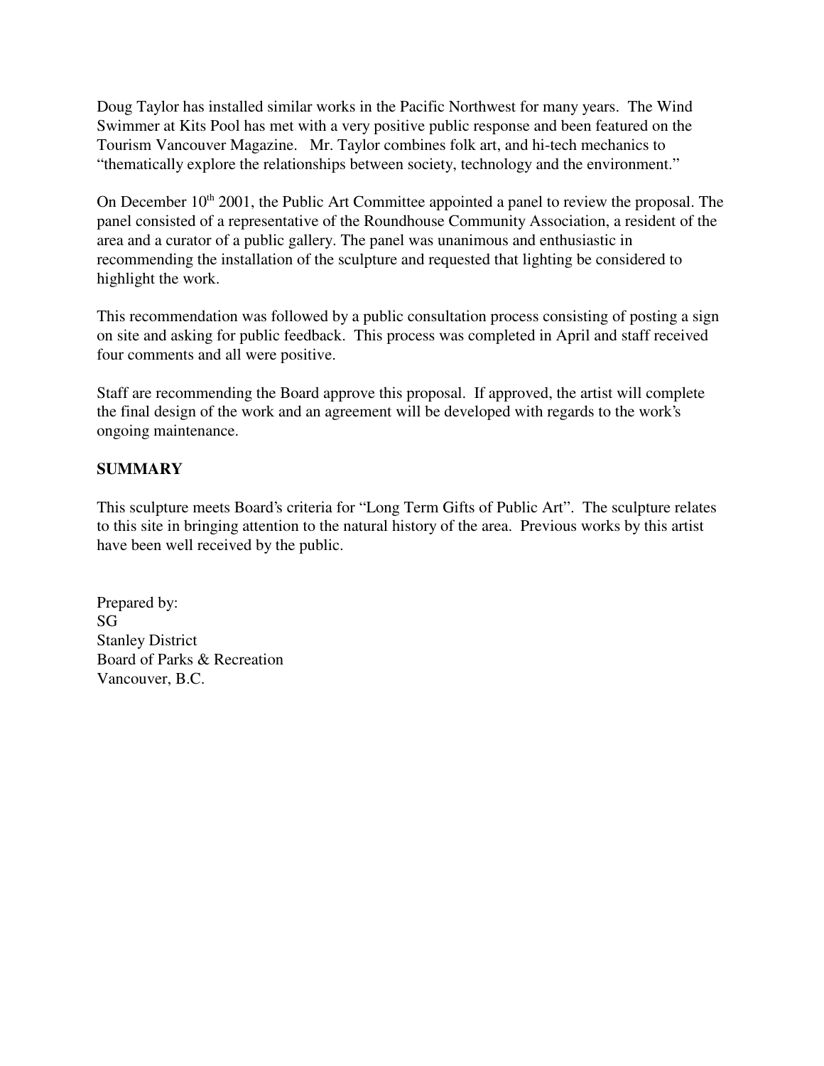Doug Taylor has installed similar works in the Pacific Northwest for many years. The Wind Swimmer at Kits Pool has met with a very positive public response and been featured on the Tourism Vancouver Magazine. Mr. Taylor combines folk art, and hi-tech mechanics to "thematically explore the relationships between society, technology and the environment."

On December 10th 2001, the Public Art Committee appointed a panel to review the proposal. The panel consisted of a representative of the Roundhouse Community Association, a resident of the area and a curator of a public gallery. The panel was unanimous and enthusiastic in recommending the installation of the sculpture and requested that lighting be considered to highlight the work.

This recommendation was followed by a public consultation process consisting of posting a sign on site and asking for public feedback. This process was completed in April and staff received four comments and all were positive.

Staff are recommending the Board approve this proposal. If approved, the artist will complete the final design of the work and an agreement will be developed with regards to the work's ongoing maintenance.

**SUMMARY**

This sculpture meets Board's criteria for "Long Term Gifts of Public Art". The sculpture relates to this site in bringing attention to the natural history of the area. Previous works by this artist have been well received by the public.

Prepared by:
SG
Stanley District
Board of Parks & Recreation
Vancouver, B.C.